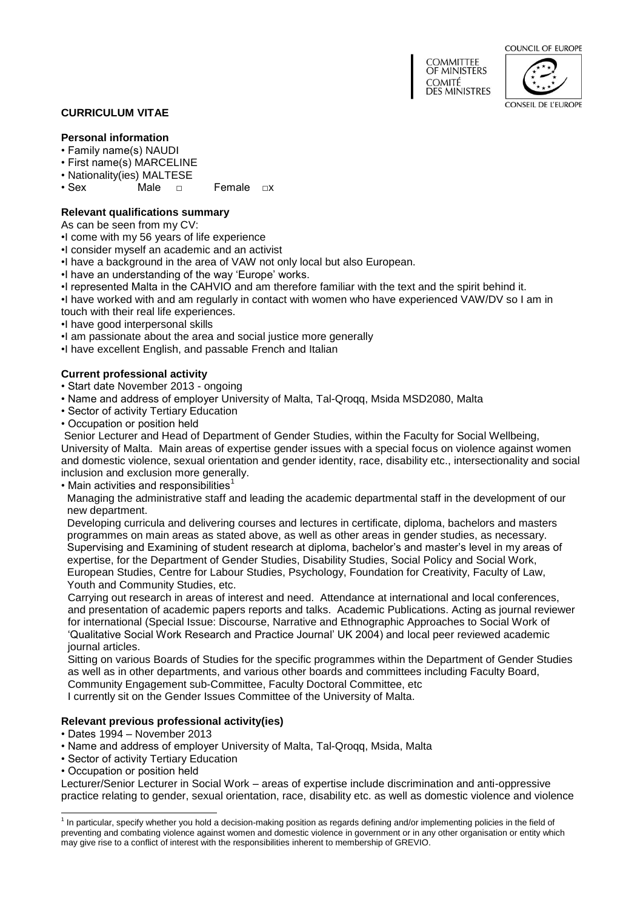COMMITTEE OF MINISTERS
COMITÉ DES MINISTRES

COUNCIL OF EUROPE
CONSEIL DE L'EUROPE

**CURRICULUM VITAE**

**Personal information**

- Family name(s) NAUDI
- First name(s) MARCELINE
- Nationality(ies) MALTESE
- Sex     Male □     Female □x

**Relevant qualifications summary**

As can be seen from my CV:

- I come with my 56 years of life experience
- I consider myself an academic and an activist
- I have a background in the area of VAW not only local but also European.
- I have an understanding of the way 'Europe' works.
- I represented Malta in the CAHVIO and am therefore familiar with the text and the spirit behind it.
- I have worked with and am regularly in contact with women who have experienced VAW/DV so I am in touch with their real life experiences.
- I have good interpersonal skills
- I am passionate about the area and social justice more generally
- I have excellent English, and passable French and Italian

**Current professional activity**

- Start date November 2013 - ongoing
- Name and address of employer University of Malta, Tal-Qroqq, Msida MSD2080, Malta
- Sector of activity Tertiary Education
- Occupation or position held

Senior Lecturer and Head of Department of Gender Studies, within the Faculty for Social Wellbeing, University of Malta. Main areas of expertise gender issues with a special focus on violence against women and domestic violence, sexual orientation and gender identity, race, disability etc., intersectionality and social inclusion and exclusion more generally.

- Main activities and responsibilities[1]

Managing the administrative staff and leading the academic departmental staff in the development of our new department.

Developing curricula and delivering courses and lectures in certificate, diploma, bachelors and masters programmes on main areas as stated above, as well as other areas in gender studies, as necessary. Supervising and Examining of student research at diploma, bachelor's and master's level in my areas of expertise, for the Department of Gender Studies, Disability Studies, Social Policy and Social Work, European Studies, Centre for Labour Studies, Psychology, Foundation for Creativity, Faculty of Law, Youth and Community Studies, etc.

Carrying out research in areas of interest and need. Attendance at international and local conferences, and presentation of academic papers reports and talks. Academic Publications. Acting as journal reviewer for international (Special Issue: Discourse, Narrative and Ethnographic Approaches to Social Work of 'Qualitative Social Work Research and Practice Journal' UK 2004) and local peer reviewed academic journal articles.

Sitting on various Boards of Studies for the specific programmes within the Department of Gender Studies as well as in other departments, and various other boards and committees including Faculty Board, Community Engagement sub-Committee, Faculty Doctoral Committee, etc

I currently sit on the Gender Issues Committee of the University of Malta.

**Relevant previous professional activity(ies)**

- Dates 1994 – November 2013
- Name and address of employer University of Malta, Tal-Qroqq, Msida, Malta
- Sector of activity Tertiary Education
- Occupation or position held

Lecturer/Senior Lecturer in Social Work – areas of expertise include discrimination and anti-oppressive practice relating to gender, sexual orientation, race, disability etc. as well as domestic violence and violence

---

[1] In particular, specify whether you hold a decision-making position as regards defining and/or implementing policies in the field of preventing and combating violence against women and domestic violence in government or in any other organisation or entity which may give rise to a conflict of interest with the responsibilities inherent to membership of GREVIO.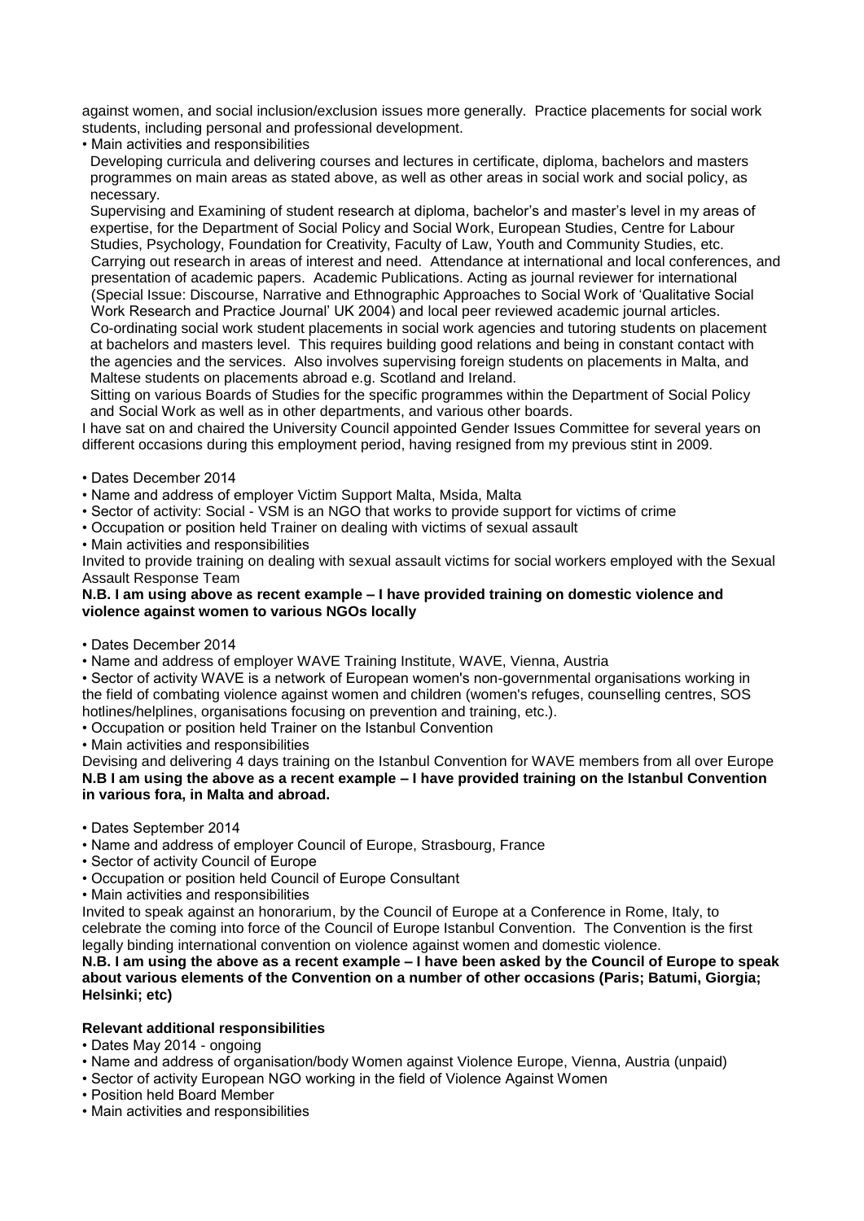against women, and social inclusion/exclusion issues more generally. Practice placements for social work students, including personal and professional development.

- Main activities and responsibilities

Developing curricula and delivering courses and lectures in certificate, diploma, bachelors and masters programmes on main areas as stated above, as well as other areas in social work and social policy, as necessary.

Supervising and Examining of student research at diploma, bachelor's and master's level in my areas of expertise, for the Department of Social Policy and Social Work, European Studies, Centre for Labour Studies, Psychology, Foundation for Creativity, Faculty of Law, Youth and Community Studies, etc.

Carrying out research in areas of interest and need. Attendance at international and local conferences, and presentation of academic papers. Academic Publications. Acting as journal reviewer for international (Special Issue: Discourse, Narrative and Ethnographic Approaches to Social Work of 'Qualitative Social Work Research and Practice Journal' UK 2004) and local peer reviewed academic journal articles.

Co-ordinating social work student placements in social work agencies and tutoring students on placement at bachelors and masters level. This requires building good relations and being in constant contact with the agencies and the services. Also involves supervising foreign students on placements in Malta, and Maltese students on placements abroad e.g. Scotland and Ireland.

Sitting on various Boards of Studies for the specific programmes within the Department of Social Policy and Social Work as well as in other departments, and various other boards.

I have sat on and chaired the University Council appointed Gender Issues Committee for several years on different occasions during this employment period, having resigned from my previous stint in 2009.

- Dates December 2014
- Name and address of employer Victim Support Malta, Msida, Malta
- Sector of activity: Social - VSM is an NGO that works to provide support for victims of crime
- Occupation or position held Trainer on dealing with victims of sexual assault
- Main activities and responsibilities

Invited to provide training on dealing with sexual assault victims for social workers employed with the Sexual Assault Response Team

**N.B. I am using above as recent example – I have provided training on domestic violence and violence against women to various NGOs locally**

- Dates December 2014
- Name and address of employer WAVE Training Institute, WAVE, Vienna, Austria
- Sector of activity WAVE is a network of European women's non-governmental organisations working in the field of combating violence against women and children (women's refuges, counselling centres, SOS hotlines/helplines, organisations focusing on prevention and training, etc.).
- Occupation or position held Trainer on the Istanbul Convention
- Main activities and responsibilities

Devising and delivering 4 days training on the Istanbul Convention for WAVE members from all over Europe

**N.B I am using the above as a recent example – I have provided training on the Istanbul Convention in various fora, in Malta and abroad.**

- Dates September 2014
- Name and address of employer Council of Europe, Strasbourg, France
- Sector of activity Council of Europe
- Occupation or position held Council of Europe Consultant
- Main activities and responsibilities

Invited to speak against an honorarium, by the Council of Europe at a Conference in Rome, Italy, to celebrate the coming into force of the Council of Europe Istanbul Convention. The Convention is the first legally binding international convention on violence against women and domestic violence.

**N.B. I am using the above as a recent example – I have been asked by the Council of Europe to speak about various elements of the Convention on a number of other occasions (Paris; Batumi, Giorgia; Helsinki; etc)**

**Relevant additional responsibilities**

- Dates May 2014 - ongoing
- Name and address of organisation/body Women against Violence Europe, Vienna, Austria (unpaid)
- Sector of activity European NGO working in the field of Violence Against Women
- Position held Board Member
- Main activities and responsibilities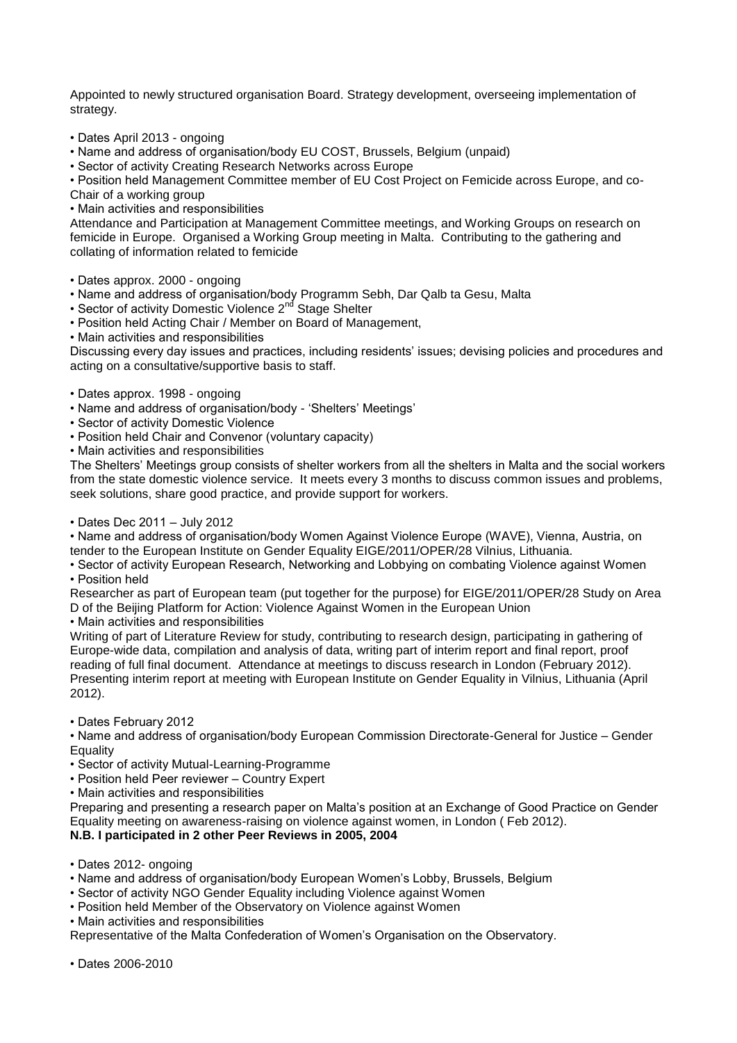Appointed to newly structured organisation Board. Strategy development, overseeing implementation of strategy.

- Dates April 2013 - ongoing
- Name and address of organisation/body EU COST, Brussels, Belgium (unpaid)
- Sector of activity Creating Research Networks across Europe
- Position held Management Committee member of EU Cost Project on Femicide across Europe, and co-Chair of a working group
- Main activities and responsibilities

Attendance and Participation at Management Committee meetings, and Working Groups on research on femicide in Europe. Organised a Working Group meeting in Malta. Contributing to the gathering and collating of information related to femicide

- Dates approx. 2000 - ongoing
- Name and address of organisation/body Programm Sebh, Dar Qalb ta Gesu, Malta
- Sector of activity Domestic Violence 2nd Stage Shelter
- Position held Acting Chair / Member on Board of Management,
- Main activities and responsibilities

Discussing every day issues and practices, including residents' issues; devising policies and procedures and acting on a consultative/supportive basis to staff.

- Dates approx. 1998 - ongoing
- Name and address of organisation/body - 'Shelters' Meetings'
- Sector of activity Domestic Violence
- Position held Chair and Convenor (voluntary capacity)
- Main activities and responsibilities

The Shelters' Meetings group consists of shelter workers from all the shelters in Malta and the social workers from the state domestic violence service. It meets every 3 months to discuss common issues and problems, seek solutions, share good practice, and provide support for workers.

- Dates Dec 2011 – July 2012
- Name and address of organisation/body Women Against Violence Europe (WAVE), Vienna, Austria, on tender to the European Institute on Gender Equality EIGE/2011/OPER/28 Vilnius, Lithuania.
- Sector of activity European Research, Networking and Lobbying on combating Violence against Women
- Position held

Researcher as part of European team (put together for the purpose) for EIGE/2011/OPER/28 Study on Area D of the Beijing Platform for Action: Violence Against Women in the European Union

- Main activities and responsibilities

Writing of part of Literature Review for study, contributing to research design, participating in gathering of Europe-wide data, compilation and analysis of data, writing part of interim report and final report, proof reading of full final document. Attendance at meetings to discuss research in London (February 2012). Presenting interim report at meeting with European Institute on Gender Equality in Vilnius, Lithuania (April 2012).

- Dates February 2012
- Name and address of organisation/body European Commission Directorate-General for Justice – Gender Equality
- Sector of activity Mutual-Learning-Programme
- Position held Peer reviewer – Country Expert
- Main activities and responsibilities

Preparing and presenting a research paper on Malta's position at an Exchange of Good Practice on Gender Equality meeting on awareness-raising on violence against women, in London ( Feb 2012).

**N.B. I participated in 2 other Peer Reviews in 2005, 2004**

- Dates 2012- ongoing
- Name and address of organisation/body European Women's Lobby, Brussels, Belgium
- Sector of activity NGO Gender Equality including Violence against Women
- Position held Member of the Observatory on Violence against Women
- Main activities and responsibilities

Representative of the Malta Confederation of Women's Organisation on the Observatory.

- Dates 2006-2010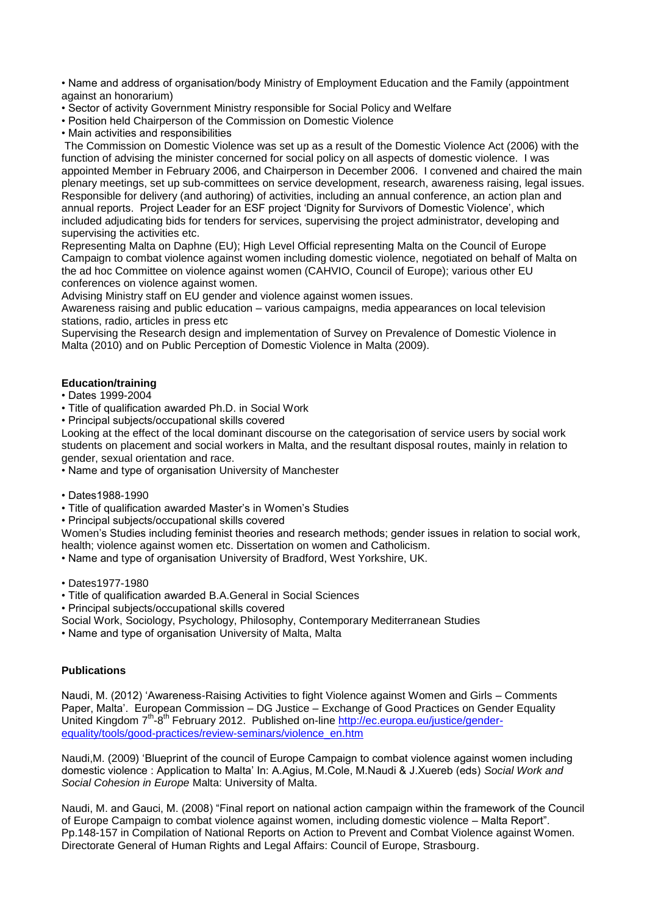• Name and address of organisation/body Ministry of Employment Education and the Family (appointment against an honorarium)
• Sector of activity Government Ministry responsible for Social Policy and Welfare
• Position held Chairperson of the Commission on Domestic Violence
• Main activities and responsibilities

The Commission on Domestic Violence was set up as a result of the Domestic Violence Act (2006) with the function of advising the minister concerned for social policy on all aspects of domestic violence. I was appointed Member in February 2006, and Chairperson in December 2006. I convened and chaired the main plenary meetings, set up sub-committees on service development, research, awareness raising, legal issues. Responsible for delivery (and authoring) of activities, including an annual conference, an action plan and annual reports. Project Leader for an ESF project 'Dignity for Survivors of Domestic Violence', which included adjudicating bids for tenders for services, supervising the project administrator, developing and supervising the activities etc.

Representing Malta on Daphne (EU); High Level Official representing Malta on the Council of Europe Campaign to combat violence against women including domestic violence, negotiated on behalf of Malta on the ad hoc Committee on violence against women (CAHVIO, Council of Europe); various other EU conferences on violence against women.

Advising Ministry staff on EU gender and violence against women issues.

Awareness raising and public education – various campaigns, media appearances on local television stations, radio, articles in press etc

Supervising the Research design and implementation of Survey on Prevalence of Domestic Violence in Malta (2010) and on Public Perception of Domestic Violence in Malta (2009).

**Education/training**

• Dates 1999-2004
• Title of qualification awarded Ph.D. in Social Work
• Principal subjects/occupational skills covered

Looking at the effect of the local dominant discourse on the categorisation of service users by social work students on placement and social workers in Malta, and the resultant disposal routes, mainly in relation to gender, sexual orientation and race.

• Name and type of organisation University of Manchester

• Dates1988-1990
• Title of qualification awarded Master's in Women's Studies
• Principal subjects/occupational skills covered

Women's Studies including feminist theories and research methods; gender issues in relation to social work, health; violence against women etc. Dissertation on women and Catholicism.

• Name and type of organisation University of Bradford, West Yorkshire, UK.

• Dates1977-1980
• Title of qualification awarded B.A.General in Social Sciences
• Principal subjects/occupational skills covered

Social Work, Sociology, Psychology, Philosophy, Contemporary Mediterranean Studies

• Name and type of organisation University of Malta, Malta

**Publications**

Naudi, M. (2012) 'Awareness-Raising Activities to fight Violence against Women and Girls – Comments Paper, Malta'. European Commission – DG Justice – Exchange of Good Practices on Gender Equality United Kingdom 7th-8th February 2012. Published on-line [http://ec.europa.eu/justice/gender-equality/tools/good-practices/review-seminars/violence_en.htm](http://ec.europa.eu/justice/gender-equality/tools/good-practices/review-seminars/violence_en.htm)

Naudi,M. (2009) 'Blueprint of the council of Europe Campaign to combat violence against women including domestic violence : Application to Malta' In: A.Agius, M.Cole, M.Naudi & J.Xuereb (eds) *Social Work and Social Cohesion in Europe* Malta: University of Malta.

Naudi, M. and Gauci, M. (2008) "Final report on national action campaign within the framework of the Council of Europe Campaign to combat violence against women, including domestic violence – Malta Report". Pp.148-157 in Compilation of National Reports on Action to Prevent and Combat Violence against Women. Directorate General of Human Rights and Legal Affairs: Council of Europe, Strasbourg.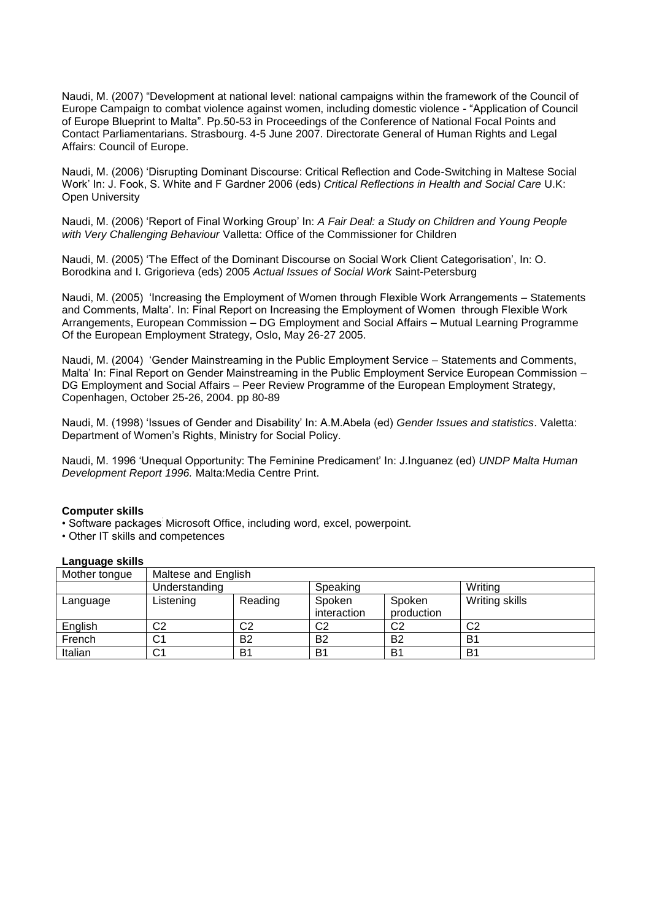Naudi, M. (2007) “Development at national level: national campaigns within the framework of the Council of Europe Campaign to combat violence against women, including domestic violence - “Application of Council of Europe Blueprint to Malta”. Pp.50-53 in Proceedings of the Conference of National Focal Points and Contact Parliamentarians. Strasbourg. 4-5 June 2007. Directorate General of Human Rights and Legal Affairs: Council of Europe.

Naudi, M. (2006) ‘Disrupting Dominant Discourse: Critical Reflection and Code-Switching in Maltese Social Work’ In: J. Fook, S. White and F Gardner 2006 (eds) *Critical Reflections in Health and Social Care* U.K: Open University

Naudi, M. (2006) ‘Report of Final Working Group’ In: *A Fair Deal: a Study on Children and Young People with Very Challenging Behaviour* Valletta: Office of the Commissioner for Children

Naudi, M. (2005) ‘The Effect of the Dominant Discourse on Social Work Client Categorisation’, In: O. Borodkina and I. Grigorieva (eds) 2005 *Actual Issues of Social Work* Saint-Petersburg

Naudi, M. (2005) ‘Increasing the Employment of Women through Flexible Work Arrangements – Statements and Comments, Malta’. In: Final Report on Increasing the Employment of Women through Flexible Work Arrangements, European Commission – DG Employment and Social Affairs – Mutual Learning Programme Of the European Employment Strategy, Oslo, May 26-27 2005.

Naudi, M. (2004) ‘Gender Mainstreaming in the Public Employment Service – Statements and Comments, Malta’ In: Final Report on Gender Mainstreaming in the Public Employment Service European Commission – DG Employment and Social Affairs – Peer Review Programme of the European Employment Strategy, Copenhagen, October 25-26, 2004. pp 80-89

Naudi, M. (1998) ‘Issues of Gender and Disability’ In: A.M.Abela (ed) *Gender Issues and statistics*. Valetta: Department of Women’s Rights, Ministry for Social Policy.

Naudi, M. 1996 ‘Unequal Opportunity: The Feminine Predicament’ In: J.Inguanez (ed) *UNDP Malta Human Development Report 1996.* Malta:Media Centre Print.

**Computer skills**

- Software packages: Microsoft Office, including word, excel, powerpoint.
- Other IT skills and competences

**Language skills**

| Mother tongue | Maltese and English | | | | |
|---|---|---|---|---|---|
| | Understanding | | Speaking | | Writing |
| Language | Listening | Reading | Spoken interaction | Spoken production | Writing skills |
| English | C2 | C2 | C2 | C2 | C2 |
| French | C1 | B2 | B2 | B2 | B1 |
| Italian | C1 | B1 | B1 | B1 | B1 |